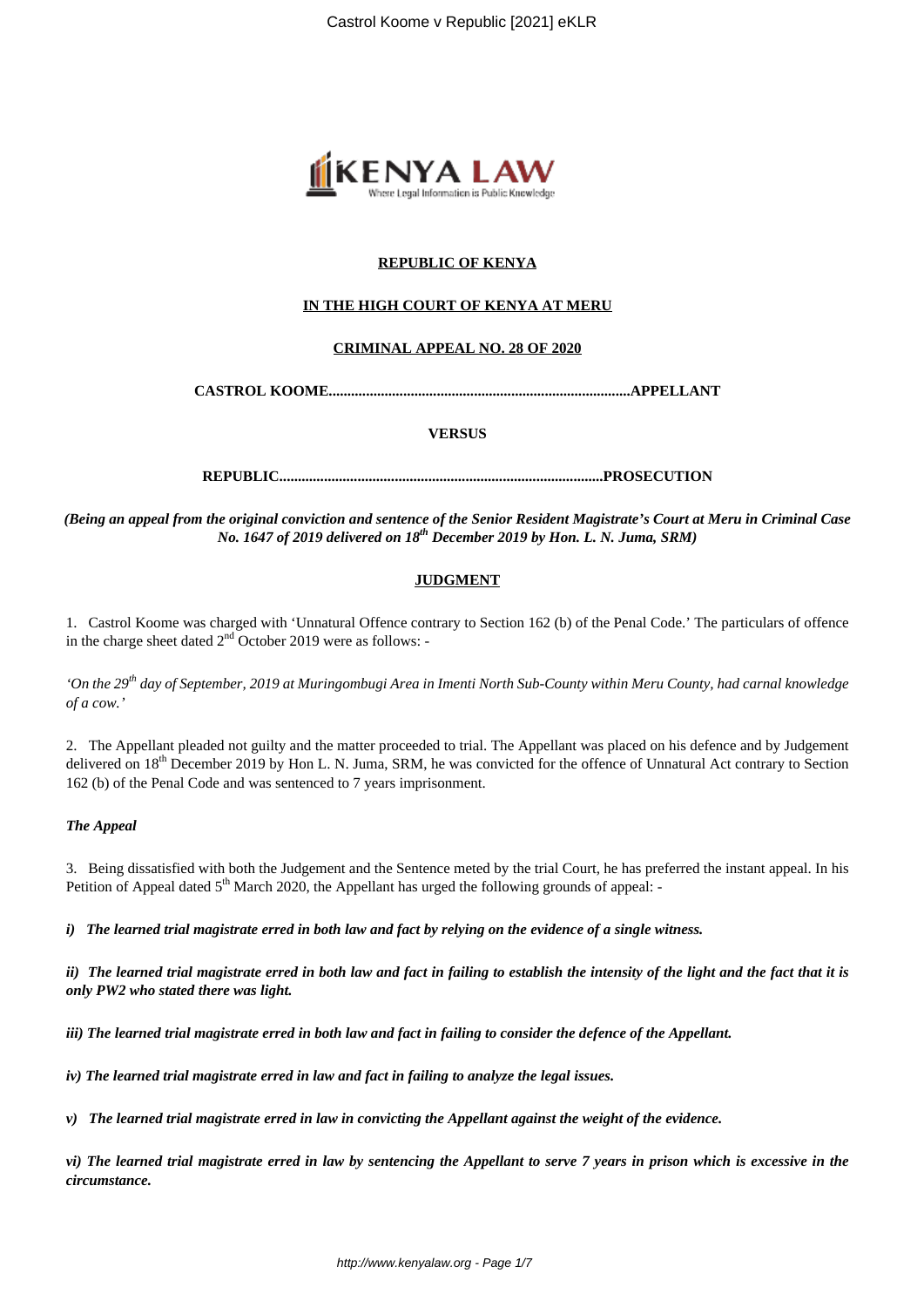**REPUBLIC OF KENYA**

**IN THE HIGH COURT OF KENYA AT MERU**

**CRIMINAL APPEAL NO. 28 OF 2020**

**CASTROL KOOME................................................................................APPELLANT**

**VERSUS**

**REPUBLIC.....................................................................................PROSECUTION**

***(Being an appeal from the original conviction and sentence of the Senior Resident Magistrate's Court at Meru in Criminal Case No. 1647 of 2019 delivered on 18th December 2019 by Hon. L. N. Juma, SRM)***

**JUDGMENT**

1. Castrol Koome was charged with 'Unnatural Offence contrary to Section 162 (b) of the Penal Code.' The particulars of offence in the charge sheet dated 2nd October 2019 were as follows: -

*'On the 29th day of September, 2019 at Muringombugi Area in Imenti North Sub-County within Meru County, had carnal knowledge of a cow.'*

2. The Appellant pleaded not guilty and the matter proceeded to trial. The Appellant was placed on his defence and by Judgement delivered on 18th December 2019 by Hon L. N. Juma, SRM, he was convicted for the offence of Unnatural Act contrary to Section 162 (b) of the Penal Code and was sentenced to 7 years imprisonment.

***The Appeal***

3. Being dissatisfied with both the Judgement and the Sentence meted by the trial Court, he has preferred the instant appeal. In his Petition of Appeal dated 5th March 2020, the Appellant has urged the following grounds of appeal: -

***i) The learned trial magistrate erred in both law and fact by relying on the evidence of a single witness.***

***ii) The learned trial magistrate erred in both law and fact in failing to establish the intensity of the light and the fact that it is only PW2 who stated there was light.***

***iii) The learned trial magistrate erred in both law and fact in failing to consider the defence of the Appellant.***

***iv) The learned trial magistrate erred in law and fact in failing to analyze the legal issues.***

***v) The learned trial magistrate erred in law in convicting the Appellant against the weight of the evidence.***

***vi) The learned trial magistrate erred in law by sentencing the Appellant to serve 7 years in prison which is excessive in the circumstance.***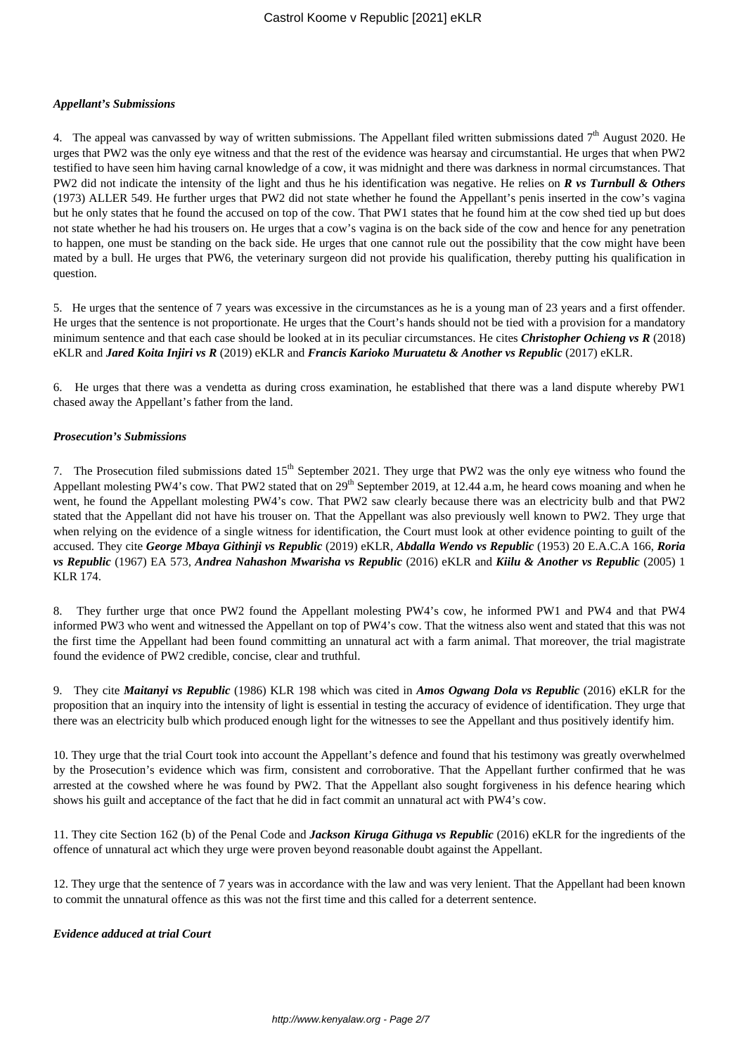***Appellant's Submissions***

4. The appeal was canvassed by way of written submissions. The Appellant filed written submissions dated 7th August 2020. He urges that PW2 was the only eye witness and that the rest of the evidence was hearsay and circumstantial. He urges that when PW2 testified to have seen him having carnal knowledge of a cow, it was midnight and there was darkness in normal circumstances. That PW2 did not indicate the intensity of the light and thus he his identification was negative. He relies on ***R vs Turnbull & Others*** (1973) ALLER 549. He further urges that PW2 did not state whether he found the Appellant's penis inserted in the cow's vagina but he only states that he found the accused on top of the cow. That PW1 states that he found him at the cow shed tied up but does not state whether he had his trousers on. He urges that a cow's vagina is on the back side of the cow and hence for any penetration to happen, one must be standing on the back side. He urges that one cannot rule out the possibility that the cow might have been mated by a bull. He urges that PW6, the veterinary surgeon did not provide his qualification, thereby putting his qualification in question.

5. He urges that the sentence of 7 years was excessive in the circumstances as he is a young man of 23 years and a first offender. He urges that the sentence is not proportionate. He urges that the Court's hands should not be tied with a provision for a mandatory minimum sentence and that each case should be looked at in its peculiar circumstances. He cites ***Christopher Ochieng vs R*** (2018) eKLR and ***Jared Koita Injiri vs R*** (2019) eKLR and ***Francis Karioko Muruatetu & Another vs Republic*** (2017) eKLR.

6. He urges that there was a vendetta as during cross examination, he established that there was a land dispute whereby PW1 chased away the Appellant's father from the land.

***Prosecution's Submissions***

7. The Prosecution filed submissions dated 15th September 2021. They urge that PW2 was the only eye witness who found the Appellant molesting PW4's cow. That PW2 stated that on 29th September 2019, at 12.44 a.m, he heard cows moaning and when he went, he found the Appellant molesting PW4's cow. That PW2 saw clearly because there was an electricity bulb and that PW2 stated that the Appellant did not have his trouser on. That the Appellant was also previously well known to PW2. They urge that when relying on the evidence of a single witness for identification, the Court must look at other evidence pointing to guilt of the accused. They cite ***George Mbaya Githinji vs Republic*** (2019) eKLR, ***Abdalla Wendo vs Republic*** (1953) 20 E.A.C.A 166, ***Roria vs Republic*** (1967) EA 573, ***Andrea Nahashon Mwarisha vs Republic*** (2016) eKLR and ***Kiilu & Another vs Republic*** (2005) 1 KLR 174.

8. They further urge that once PW2 found the Appellant molesting PW4's cow, he informed PW1 and PW4 and that PW4 informed PW3 who went and witnessed the Appellant on top of PW4's cow. That the witness also went and stated that this was not the first time the Appellant had been found committing an unnatural act with a farm animal. That moreover, the trial magistrate found the evidence of PW2 credible, concise, clear and truthful.

9. They cite ***Maitanyi vs Republic*** (1986) KLR 198 which was cited in ***Amos Ogwang Dola vs Republic*** (2016) eKLR for the proposition that an inquiry into the intensity of light is essential in testing the accuracy of evidence of identification. They urge that there was an electricity bulb which produced enough light for the witnesses to see the Appellant and thus positively identify him.

10. They urge that the trial Court took into account the Appellant's defence and found that his testimony was greatly overwhelmed by the Prosecution's evidence which was firm, consistent and corroborative. That the Appellant further confirmed that he was arrested at the cowshed where he was found by PW2. That the Appellant also sought forgiveness in his defence hearing which shows his guilt and acceptance of the fact that he did in fact commit an unnatural act with PW4's cow.

11. They cite Section 162 (b) of the Penal Code and ***Jackson Kiruga Githuga vs Republic*** (2016) eKLR for the ingredients of the offence of unnatural act which they urge were proven beyond reasonable doubt against the Appellant.

12. They urge that the sentence of 7 years was in accordance with the law and was very lenient. That the Appellant had been known to commit the unnatural offence as this was not the first time and this called for a deterrent sentence.

***Evidence adduced at trial Court***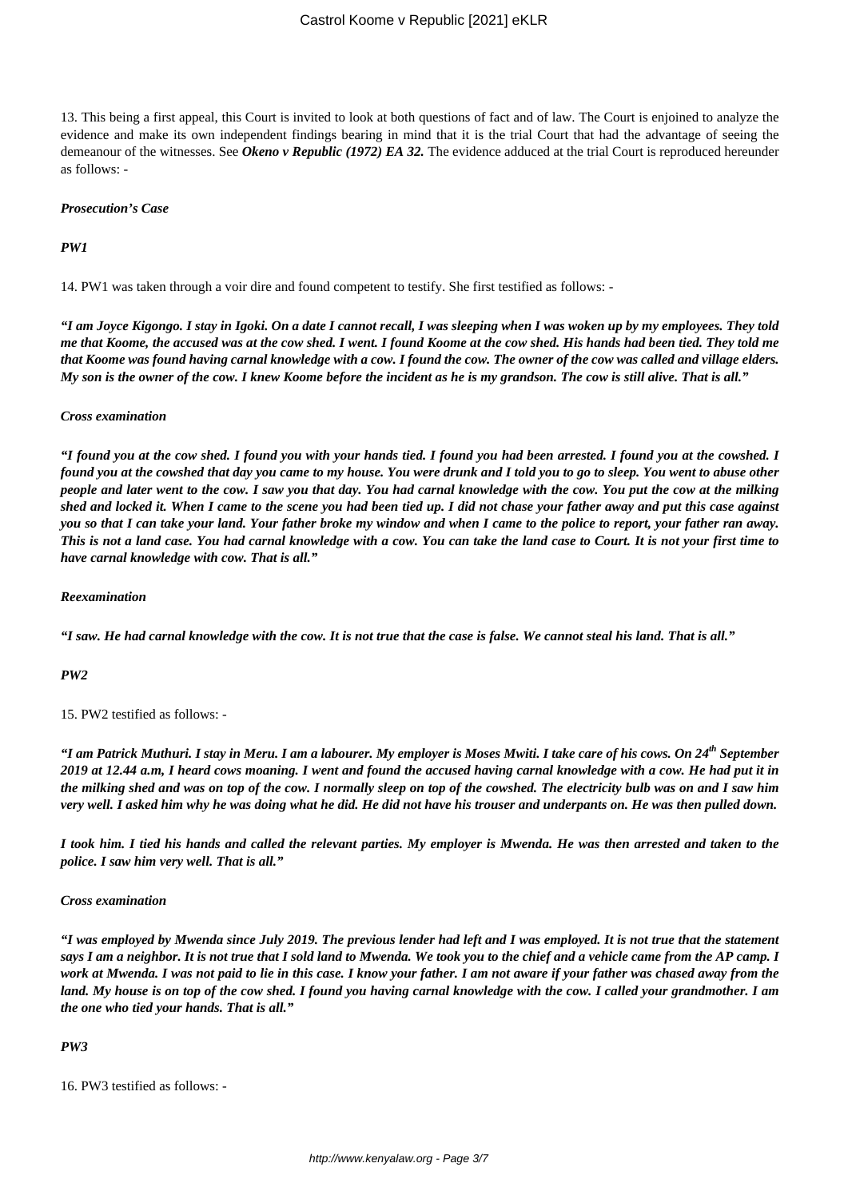13. This being a first appeal, this Court is invited to look at both questions of fact and of law. The Court is enjoined to analyze the evidence and make its own independent findings bearing in mind that it is the trial Court that had the advantage of seeing the demeanour of the witnesses. See ***Okeno v Republic (1972) EA 32.*** The evidence adduced at the trial Court is reproduced hereunder as follows: -

***Prosecution's Case***

***PW1***

14. PW1 was taken through a voir dire and found competent to testify. She first testified as follows: -

***"I am Joyce Kigongo. I stay in Igoki. On a date I cannot recall, I was sleeping when I was woken up by my employees. They told me that Koome, the accused was at the cow shed. I went. I found Koome at the cow shed. His hands had been tied. They told me that Koome was found having carnal knowledge with a cow. I found the cow. The owner of the cow was called and village elders. My son is the owner of the cow. I knew Koome before the incident as he is my grandson. The cow is still alive. That is all."***

***Cross examination***

***"I found you at the cow shed. I found you with your hands tied. I found you had been arrested. I found you at the cowshed. I found you at the cowshed that day you came to my house. You were drunk and I told you to go to sleep. You went to abuse other people and later went to the cow. I saw you that day. You had carnal knowledge with the cow. You put the cow at the milking shed and locked it. When I came to the scene you had been tied up. I did not chase your father away and put this case against you so that I can take your land. Your father broke my window and when I came to the police to report, your father ran away. This is not a land case. You had carnal knowledge with a cow. You can take the land case to Court. It is not your first time to have carnal knowledge with cow. That is all."***

***Reexamination***

***"I saw. He had carnal knowledge with the cow. It is not true that the case is false. We cannot steal his land. That is all."***

***PW2***

15. PW2 testified as follows: -

***"I am Patrick Muthuri. I stay in Meru. I am a labourer. My employer is Moses Mwiti. I take care of his cows. On 24th September 2019 at 12.44 a.m, I heard cows moaning. I went and found the accused having carnal knowledge with a cow. He had put it in the milking shed and was on top of the cow. I normally sleep on top of the cowshed. The electricity bulb was on and I saw him very well. I asked him why he was doing what he did. He did not have his trouser and underpants on. He was then pulled down.***

***I took him. I tied his hands and called the relevant parties. My employer is Mwenda. He was then arrested and taken to the police. I saw him very well. That is all."***

***Cross examination***

***"I was employed by Mwenda since July 2019. The previous lender had left and I was employed. It is not true that the statement says I am a neighbor. It is not true that I sold land to Mwenda. We took you to the chief and a vehicle came from the AP camp. I work at Mwenda. I was not paid to lie in this case. I know your father. I am not aware if your father was chased away from the land. My house is on top of the cow shed. I found you having carnal knowledge with the cow. I called your grandmother. I am the one who tied your hands. That is all."***

***PW3***

16. PW3 testified as follows: -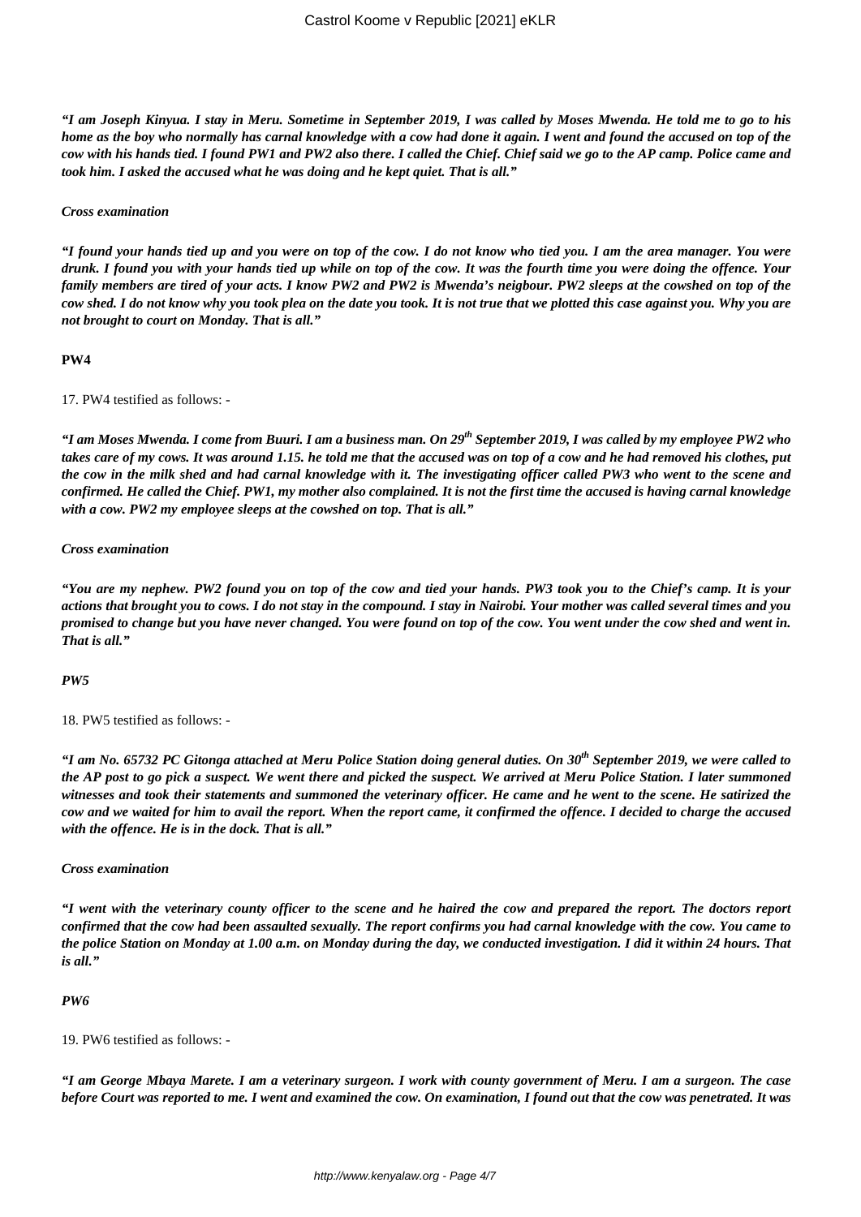***"I am Joseph Kinyua. I stay in Meru. Sometime in September 2019, I was called by Moses Mwenda. He told me to go to his home as the boy who normally has carnal knowledge with a cow had done it again. I went and found the accused on top of the cow with his hands tied. I found PW1 and PW2 also there. I called the Chief. Chief said we go to the AP camp. Police came and took him. I asked the accused what he was doing and he kept quiet. That is all."***

***Cross examination***

***"I found your hands tied up and you were on top of the cow. I do not know who tied you. I am the area manager. You were drunk. I found you with your hands tied up while on top of the cow. It was the fourth time you were doing the offence. Your family members are tired of your acts. I know PW2 and PW2 is Mwenda's neigbour. PW2 sleeps at the cowshed on top of the cow shed. I do not know why you took plea on the date you took. It is not true that we plotted this case against you. Why you are not brought to court on Monday. That is all."***

**PW4**

17. PW4 testified as follows: -

***"I am Moses Mwenda. I come from Buuri. I am a business man. On 29th September 2019, I was called by my employee PW2 who takes care of my cows. It was around 1.15. he told me that the accused was on top of a cow and he had removed his clothes, put the cow in the milk shed and had carnal knowledge with it. The investigating officer called PW3 who went to the scene and confirmed. He called the Chief. PW1, my mother also complained. It is not the first time the accused is having carnal knowledge with a cow. PW2 my employee sleeps at the cowshed on top. That is all."***

***Cross examination***

***"You are my nephew. PW2 found you on top of the cow and tied your hands. PW3 took you to the Chief's camp. It is your actions that brought you to cows. I do not stay in the compound. I stay in Nairobi. Your mother was called several times and you promised to change but you have never changed. You were found on top of the cow. You went under the cow shed and went in. That is all."***

***PW5***

18. PW5 testified as follows: -

***"I am No. 65732 PC Gitonga attached at Meru Police Station doing general duties. On 30th September 2019, we were called to the AP post to go pick a suspect. We went there and picked the suspect. We arrived at Meru Police Station. I later summoned witnesses and took their statements and summoned the veterinary officer. He came and he went to the scene. He satirized the cow and we waited for him to avail the report. When the report came, it confirmed the offence. I decided to charge the accused with the offence. He is in the dock. That is all."***

***Cross examination***

***"I went with the veterinary county officer to the scene and he haired the cow and prepared the report. The doctors report confirmed that the cow had been assaulted sexually. The report confirms you had carnal knowledge with the cow. You came to the police Station on Monday at 1.00 a.m. on Monday during the day, we conducted investigation. I did it within 24 hours. That is all."***

***PW6***

19. PW6 testified as follows: -

***"I am George Mbaya Marete. I am a veterinary surgeon. I work with county government of Meru. I am a surgeon. The case before Court was reported to me. I went and examined the cow. On examination, I found out that the cow was penetrated. It was***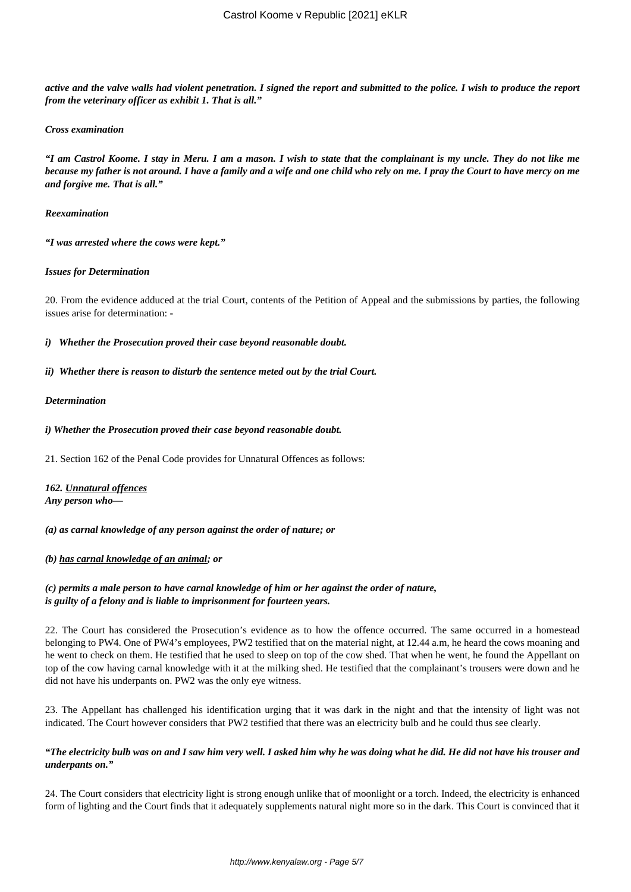***active and the valve walls had violent penetration. I signed the report and submitted to the police. I wish to produce the report from the veterinary officer as exhibit 1. That is all."***

***Cross examination***

***"I am Castrol Koome. I stay in Meru. I am a mason. I wish to state that the complainant is my uncle. They do not like me because my father is not around. I have a family and a wife and one child who rely on me. I pray the Court to have mercy on me and forgive me. That is all."***

***Reexamination***

***"I was arrested where the cows were kept."***

***Issues for Determination***

20. From the evidence adduced at the trial Court, contents of the Petition of Appeal and the submissions by parties, the following issues arise for determination: -

***i) Whether the Prosecution proved their case beyond reasonable doubt.***

***ii) Whether there is reason to disturb the sentence meted out by the trial Court.***

***Determination***

***i) Whether the Prosecution proved their case beyond reasonable doubt.***

21. Section 162 of the Penal Code provides for Unnatural Offences as follows:

***162. <u>Unnatural offences</u>***
***Any person who—***

***(a) as carnal knowledge of any person against the order of nature; or***

***(b) <u>has carnal knowledge of an animal</u>; or***

***(c) permits a male person to have carnal knowledge of him or her against the order of nature,***
***is guilty of a felony and is liable to imprisonment for fourteen years.***

22. The Court has considered the Prosecution's evidence as to how the offence occurred. The same occurred in a homestead belonging to PW4. One of PW4's employees, PW2 testified that on the material night, at 12.44 a.m, he heard the cows moaning and he went to check on them. He testified that he used to sleep on top of the cow shed. That when he went, he found the Appellant on top of the cow having carnal knowledge with it at the milking shed. He testified that the complainant's trousers were down and he did not have his underpants on. PW2 was the only eye witness.

23. The Appellant has challenged his identification urging that it was dark in the night and that the intensity of light was not indicated. The Court however considers that PW2 testified that there was an electricity bulb and he could thus see clearly.

***"The electricity bulb was on and I saw him very well. I asked him why he was doing what he did. He did not have his trouser and underpants on."***

24. The Court considers that electricity light is strong enough unlike that of moonlight or a torch. Indeed, the electricity is enhanced form of lighting and the Court finds that it adequately supplements natural night more so in the dark. This Court is convinced that it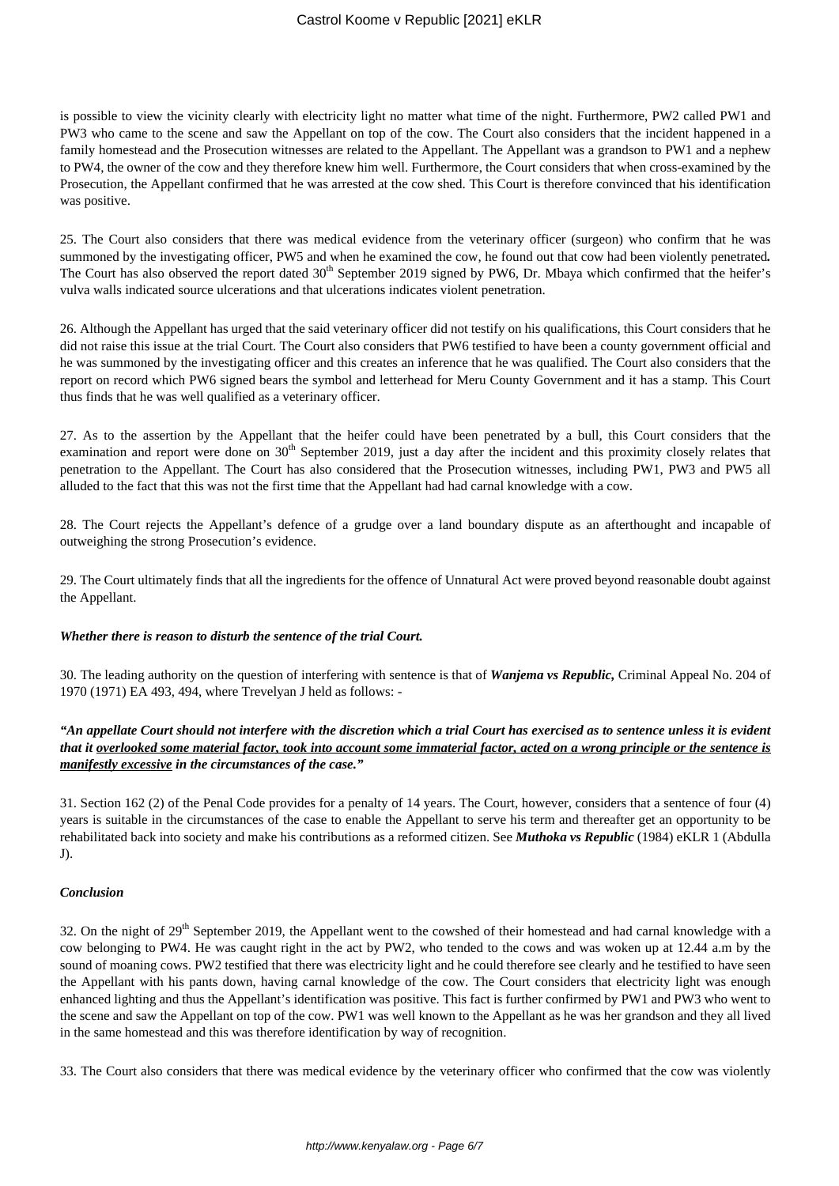is possible to view the vicinity clearly with electricity light no matter what time of the night. Furthermore, PW2 called PW1 and PW3 who came to the scene and saw the Appellant on top of the cow. The Court also considers that the incident happened in a family homestead and the Prosecution witnesses are related to the Appellant. The Appellant was a grandson to PW1 and a nephew to PW4, the owner of the cow and they therefore knew him well. Furthermore, the Court considers that when cross-examined by the Prosecution, the Appellant confirmed that he was arrested at the cow shed. This Court is therefore convinced that his identification was positive.

25. The Court also considers that there was medical evidence from the veterinary officer (surgeon) who confirm that he was summoned by the investigating officer, PW5 and when he examined the cow, he found out that cow had been violently penetrated**.** The Court has also observed the report dated 30th September 2019 signed by PW6, Dr. Mbaya which confirmed that the heifer's vulva walls indicated source ulcerations and that ulcerations indicates violent penetration.

26. Although the Appellant has urged that the said veterinary officer did not testify on his qualifications, this Court considers that he did not raise this issue at the trial Court. The Court also considers that PW6 testified to have been a county government official and he was summoned by the investigating officer and this creates an inference that he was qualified. The Court also considers that the report on record which PW6 signed bears the symbol and letterhead for Meru County Government and it has a stamp. This Court thus finds that he was well qualified as a veterinary officer.

27. As to the assertion by the Appellant that the heifer could have been penetrated by a bull, this Court considers that the examination and report were done on 30th September 2019, just a day after the incident and this proximity closely relates that penetration to the Appellant. The Court has also considered that the Prosecution witnesses, including PW1, PW3 and PW5 all alluded to the fact that this was not the first time that the Appellant had had carnal knowledge with a cow.

28. The Court rejects the Appellant's defence of a grudge over a land boundary dispute as an afterthought and incapable of outweighing the strong Prosecution's evidence.

29. The Court ultimately finds that all the ingredients for the offence of Unnatural Act were proved beyond reasonable doubt against the Appellant.

***Whether there is reason to disturb the sentence of the trial Court.***

30. The leading authority on the question of interfering with sentence is that of ***Wanjema vs Republic,*** Criminal Appeal No. 204 of 1970 (1971) EA 493, 494, where Trevelyan J held as follows: -

***"An appellate Court should not interfere with the discretion which a trial Court has exercised as to sentence unless it is evident that it <u>overlooked some material factor, took into account some immaterial factor, acted on a wrong principle or the sentence is manifestly excessive</u> in the circumstances of the case."***

31. Section 162 (2) of the Penal Code provides for a penalty of 14 years. The Court, however, considers that a sentence of four (4) years is suitable in the circumstances of the case to enable the Appellant to serve his term and thereafter get an opportunity to be rehabilitated back into society and make his contributions as a reformed citizen. See ***Muthoka vs Republic*** (1984) eKLR 1 (Abdulla J).

***Conclusion***

32. On the night of 29th September 2019, the Appellant went to the cowshed of their homestead and had carnal knowledge with a cow belonging to PW4. He was caught right in the act by PW2, who tended to the cows and was woken up at 12.44 a.m by the sound of moaning cows. PW2 testified that there was electricity light and he could therefore see clearly and he testified to have seen the Appellant with his pants down, having carnal knowledge of the cow. The Court considers that electricity light was enough enhanced lighting and thus the Appellant's identification was positive. This fact is further confirmed by PW1 and PW3 who went to the scene and saw the Appellant on top of the cow. PW1 was well known to the Appellant as he was her grandson and they all lived in the same homestead and this was therefore identification by way of recognition.

33. The Court also considers that there was medical evidence by the veterinary officer who confirmed that the cow was violently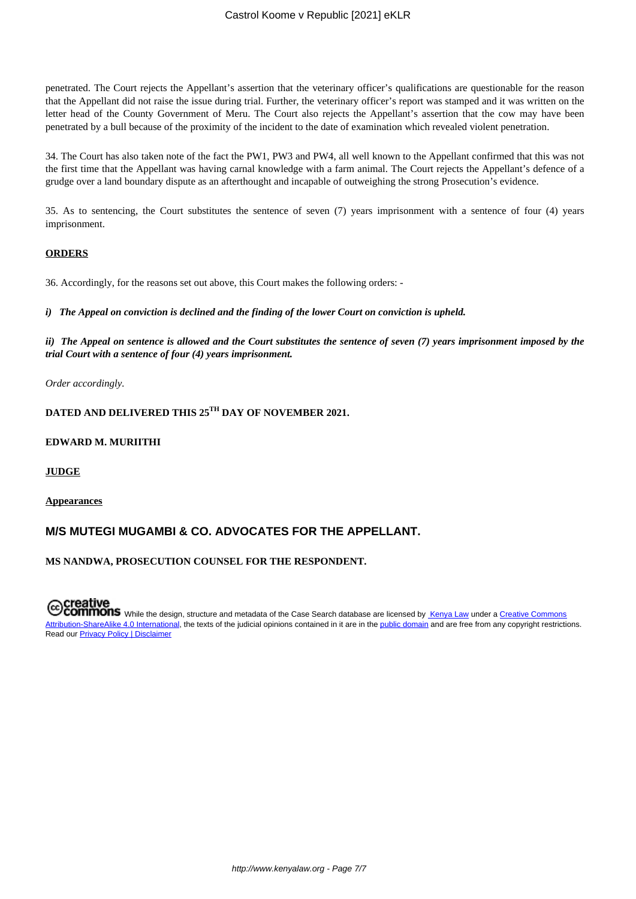penetrated. The Court rejects the Appellant's assertion that the veterinary officer's qualifications are questionable for the reason that the Appellant did not raise the issue during trial. Further, the veterinary officer's report was stamped and it was written on the letter head of the County Government of Meru. The Court also rejects the Appellant's assertion that the cow may have been penetrated by a bull because of the proximity of the incident to the date of examination which revealed violent penetration.

34. The Court has also taken note of the fact the PW1, PW3 and PW4, all well known to the Appellant confirmed that this was not the first time that the Appellant was having carnal knowledge with a farm animal. The Court rejects the Appellant's defence of a grudge over a land boundary dispute as an afterthought and incapable of outweighing the strong Prosecution's evidence.

35. As to sentencing, the Court substitutes the sentence of seven (7) years imprisonment with a sentence of four (4) years imprisonment.

**ORDERS**

36. Accordingly, for the reasons set out above, this Court makes the following orders: -

***i) The Appeal on conviction is declined and the finding of the lower Court on conviction is upheld.***

***ii) The Appeal on sentence is allowed and the Court substitutes the sentence of seven (7) years imprisonment imposed by the trial Court with a sentence of four (4) years imprisonment.***

*Order accordingly.*

**DATED AND DELIVERED THIS 25TH DAY OF NOVEMBER 2021.**

**EDWARD M. MURIITHI**

**JUDGE**

**Appearances**

**M/S MUTEGI MUGAMBI & CO. ADVOCATES FOR THE APPELLANT.**

**MS NANDWA, PROSECUTION COUNSEL FOR THE RESPONDENT.**

While the design, structure and metadata of the Case Search database are licensed by Kenya Law under a Creative Commons Attribution-ShareAlike 4.0 International, the texts of the judicial opinions contained in it are in the public domain and are free from any copyright restrictions. Read our Privacy Policy | Disclaimer